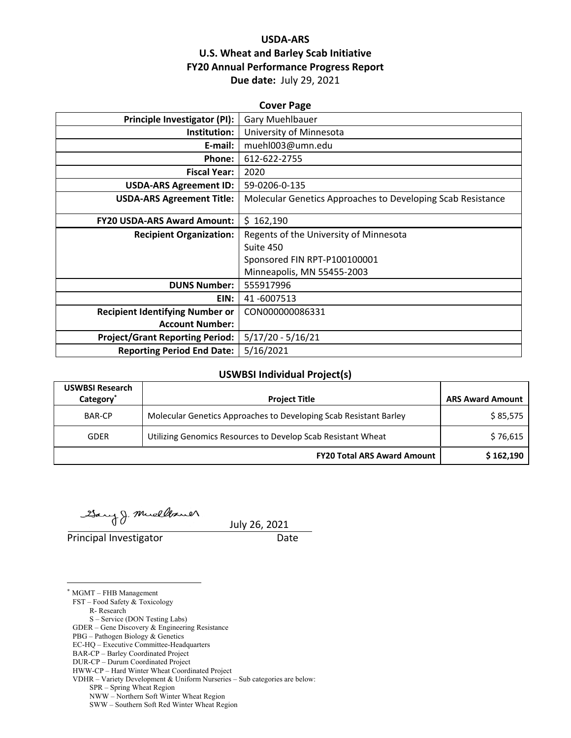# USDA-ARS
# U.S. Wheat and Barley Scab Initiative
# FY20 Annual Performance Progress Report

**Due date:** July 29, 2021

## Cover Page

| | |
|---|---|
| **Principle Investigator (PI):** | Gary Muehlbauer |
| **Institution:** | University of Minnesota |
| **E-mail:** | muehl003@umn.edu |
| **Phone:** | 612-622-2755 |
| **Fiscal Year:** | 2020 |
| **USDA-ARS Agreement ID:** | 59-0206-0-135 |
| **USDA-ARS Agreement Title:** | Molecular Genetics Approaches to Developing Scab Resistance |
| **FY20 USDA-ARS Award Amount:** | $ 162,190 |
| **Recipient Organization:** | Regents of the University of Minnesota<br>Suite 450<br>Sponsored FIN RPT-P100100001<br>Minneapolis, MN 55455-2003 |
| **DUNS Number:** | 555917996 |
| **EIN:** | 41 -6007513 |
| **Recipient Identifying Number or Account Number:** | CON000000086331 |
| **Project/Grant Reporting Period:** | 5/17/20 - 5/16/21 |
| **Reporting Period End Date:** | 5/16/2021 |

## USWBSI Individual Project(s)

| USWBSI Research Category* | Project Title | ARS Award Amount |
|---|---|---|
| BAR-CP | Molecular Genetics Approaches to Developing Scab Resistant Barley | $ 85,575 |
| GDER | Utilizing Genomics Resources to Develop Scab Resistant Wheat | $ 76,615 |
| | **FY20 Total ARS Award Amount** | **$ 162,190** |

Gary J. Muehlbauer — July 26, 2021

Principal Investigator — Date

---

* MGMT – FHB Management
  FST – Food Safety & Toxicology
    R- Research
    S – Service (DON Testing Labs)
  GDER – Gene Discovery & Engineering Resistance
  PBG – Pathogen Biology & Genetics
  EC-HQ – Executive Committee-Headquarters
  BAR-CP – Barley Coordinated Project
  DUR-CP – Durum Coordinated Project
  HWW-CP – Hard Winter Wheat Coordinated Project
  VDHR – Variety Development & Uniform Nurseries – Sub categories are below:
    SPR – Spring Wheat Region
    NWW – Northern Soft Winter Wheat Region
    SWW – Southern Soft Red Winter Wheat Region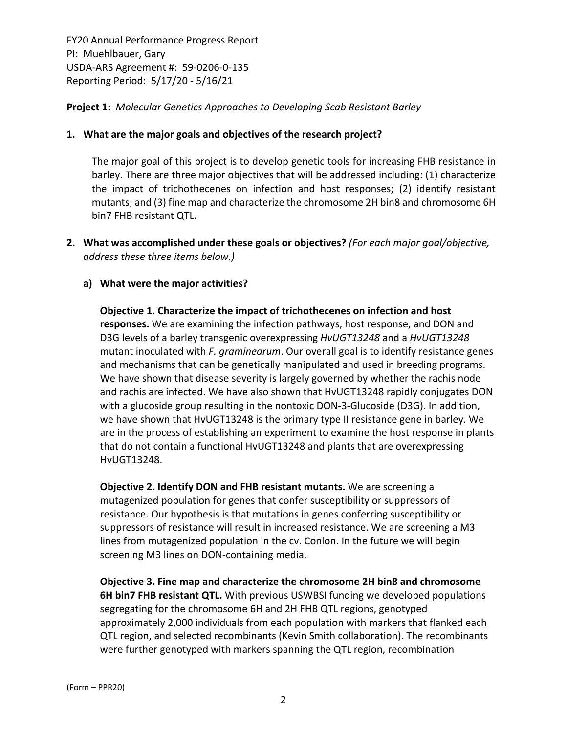FY20 Annual Performance Progress Report
PI: Muehlbauer, Gary
USDA-ARS Agreement #: 59-0206-0-135
Reporting Period: 5/17/20 - 5/16/21

**Project 1:** *Molecular Genetics Approaches to Developing Scab Resistant Barley*

**1. What are the major goals and objectives of the research project?**

The major goal of this project is to develop genetic tools for increasing FHB resistance in barley. There are three major objectives that will be addressed including: (1) characterize the impact of trichothecenes on infection and host responses; (2) identify resistant mutants; and (3) fine map and characterize the chromosome 2H bin8 and chromosome 6H bin7 FHB resistant QTL.

**2. What was accomplished under these goals or objectives?** *(For each major goal/objective, address these three items below.)*

**a) What were the major activities?**

**Objective 1. Characterize the impact of trichothecenes on infection and host responses.** We are examining the infection pathways, host response, and DON and D3G levels of a barley transgenic overexpressing *HvUGT13248* and a *HvUGT13248* mutant inoculated with *F. graminearum*. Our overall goal is to identify resistance genes and mechanisms that can be genetically manipulated and used in breeding programs. We have shown that disease severity is largely governed by whether the rachis node and rachis are infected. We have also shown that HvUGT13248 rapidly conjugates DON with a glucoside group resulting in the nontoxic DON-3-Glucoside (D3G). In addition, we have shown that HvUGT13248 is the primary type II resistance gene in barley. We are in the process of establishing an experiment to examine the host response in plants that do not contain a functional HvUGT13248 and plants that are overexpressing HvUGT13248.

**Objective 2. Identify DON and FHB resistant mutants.** We are screening a mutagenized population for genes that confer susceptibility or suppressors of resistance. Our hypothesis is that mutations in genes conferring susceptibility or suppressors of resistance will result in increased resistance. We are screening a M3 lines from mutagenized population in the cv. Conlon. In the future we will begin screening M3 lines on DON-containing media.

**Objective 3. Fine map and characterize the chromosome 2H bin8 and chromosome 6H bin7 FHB resistant QTL.** With previous USWBSI funding we developed populations segregating for the chromosome 6H and 2H FHB QTL regions, genotyped approximately 2,000 individuals from each population with markers that flanked each QTL region, and selected recombinants (Kevin Smith collaboration). The recombinants were further genotyped with markers spanning the QTL region, recombination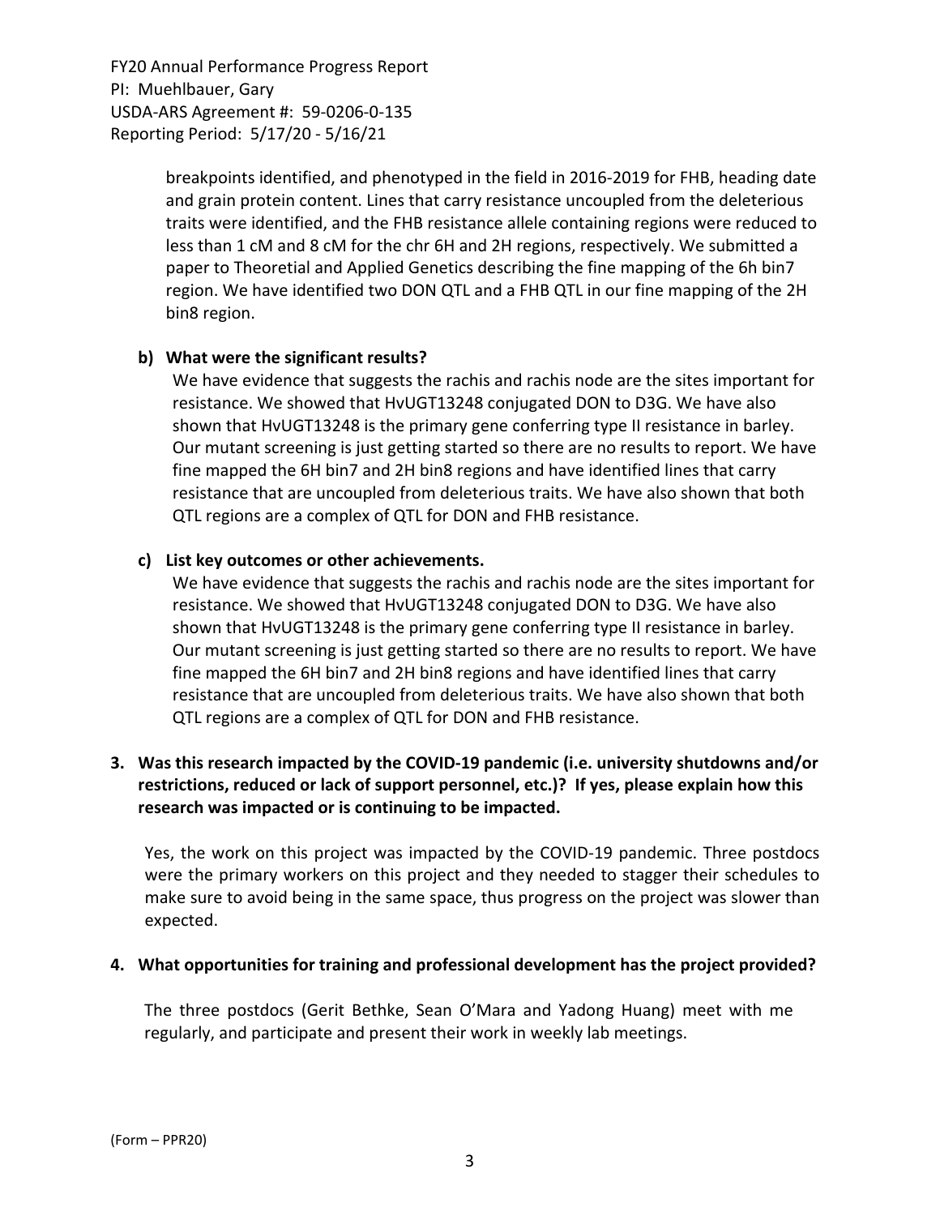breakpoints identified, and phenotyped in the field in 2016-2019 for FHB, heading date and grain protein content. Lines that carry resistance uncoupled from the deleterious traits were identified, and the FHB resistance allele containing regions were reduced to less than 1 cM and 8 cM for the chr 6H and 2H regions, respectively. We submitted a paper to Theoretial and Applied Genetics describing the fine mapping of the 6h bin7 region. We have identified two DON QTL and a FHB QTL in our fine mapping of the 2H bin8 region.

**b) What were the significant results?**

We have evidence that suggests the rachis and rachis node are the sites important for resistance. We showed that HvUGT13248 conjugated DON to D3G. We have also shown that HvUGT13248 is the primary gene conferring type II resistance in barley. Our mutant screening is just getting started so there are no results to report. We have fine mapped the 6H bin7 and 2H bin8 regions and have identified lines that carry resistance that are uncoupled from deleterious traits. We have also shown that both QTL regions are a complex of QTL for DON and FHB resistance.

**c) List key outcomes or other achievements.**

We have evidence that suggests the rachis and rachis node are the sites important for resistance. We showed that HvUGT13248 conjugated DON to D3G. We have also shown that HvUGT13248 is the primary gene conferring type II resistance in barley. Our mutant screening is just getting started so there are no results to report. We have fine mapped the 6H bin7 and 2H bin8 regions and have identified lines that carry resistance that are uncoupled from deleterious traits. We have also shown that both QTL regions are a complex of QTL for DON and FHB resistance.

**3. Was this research impacted by the COVID-19 pandemic (i.e. university shutdowns and/or restrictions, reduced or lack of support personnel, etc.)? If yes, please explain how this research was impacted or is continuing to be impacted.**

Yes, the work on this project was impacted by the COVID-19 pandemic. Three postdocs were the primary workers on this project and they needed to stagger their schedules to make sure to avoid being in the same space, thus progress on the project was slower than expected.

**4. What opportunities for training and professional development has the project provided?**

The three postdocs (Gerit Bethke, Sean O'Mara and Yadong Huang) meet with me regularly, and participate and present their work in weekly lab meetings.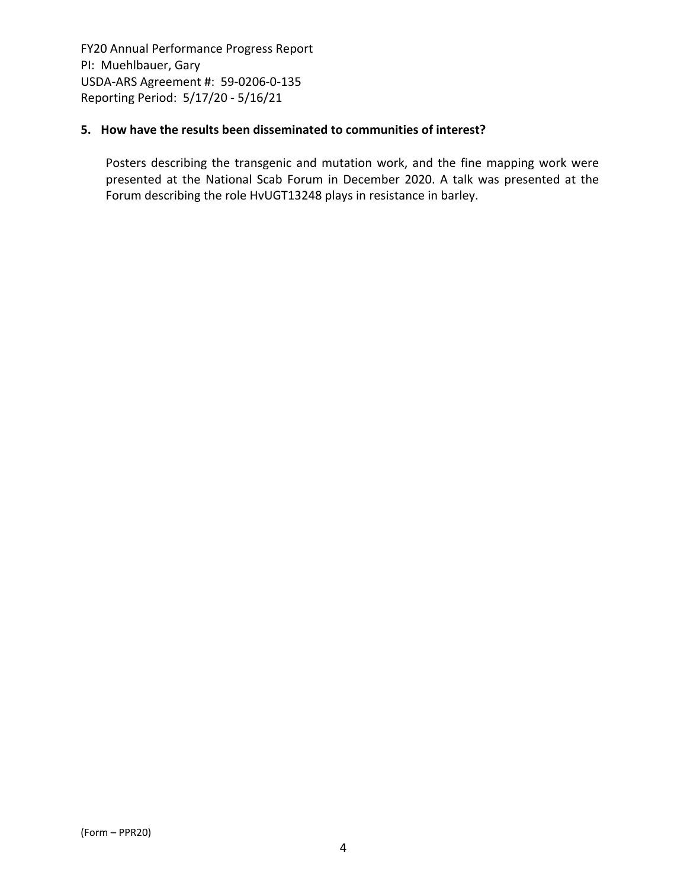**5. How have the results been disseminated to communities of interest?**

Posters describing the transgenic and mutation work, and the fine mapping work were presented at the National Scab Forum in December 2020. A talk was presented at the Forum describing the role HvUGT13248 plays in resistance in barley.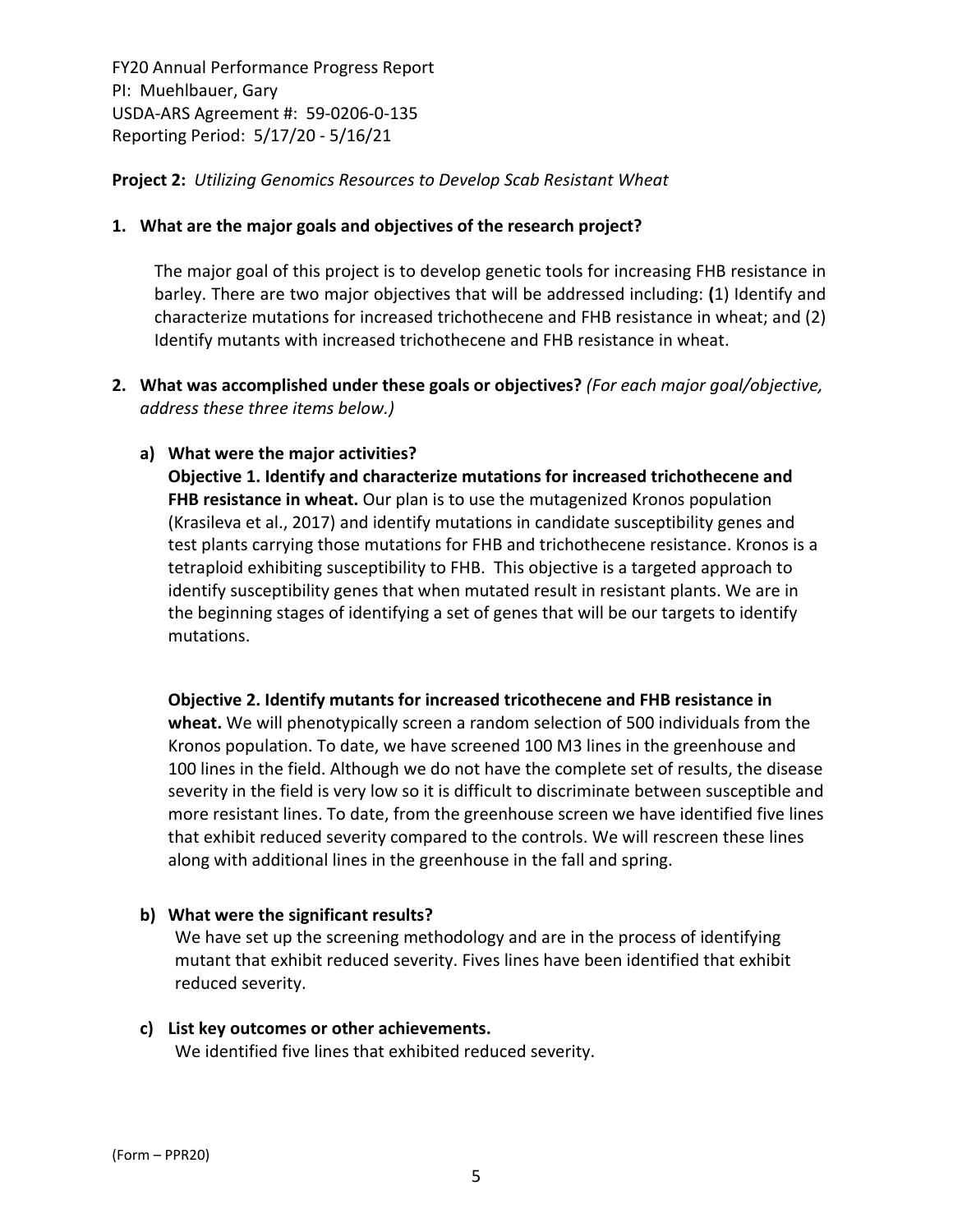FY20 Annual Performance Progress Report
PI: Muehlbauer, Gary
USDA-ARS Agreement #: 59-0206-0-135
Reporting Period: 5/17/20 - 5/16/21

**Project 2:** *Utilizing Genomics Resources to Develop Scab Resistant Wheat*

**1. What are the major goals and objectives of the research project?**

The major goal of this project is to develop genetic tools for increasing FHB resistance in barley. There are two major objectives that will be addressed including: **(**1) Identify and characterize mutations for increased trichothecene and FHB resistance in wheat; and (2) Identify mutants with increased trichothecene and FHB resistance in wheat.

**2. What was accomplished under these goals or objectives?** *(For each major goal/objective, address these three items below.)*

**a) What were the major activities?**

**Objective 1. Identify and characterize mutations for increased trichothecene and FHB resistance in wheat.** Our plan is to use the mutagenized Kronos population (Krasileva et al., 2017) and identify mutations in candidate susceptibility genes and test plants carrying those mutations for FHB and trichothecene resistance. Kronos is a tetraploid exhibiting susceptibility to FHB. This objective is a targeted approach to identify susceptibility genes that when mutated result in resistant plants. We are in the beginning stages of identifying a set of genes that will be our targets to identify mutations.

**Objective 2. Identify mutants for increased tricothecene and FHB resistance in wheat.** We will phenotypically screen a random selection of 500 individuals from the Kronos population. To date, we have screened 100 M3 lines in the greenhouse and 100 lines in the field. Although we do not have the complete set of results, the disease severity in the field is very low so it is difficult to discriminate between susceptible and more resistant lines. To date, from the greenhouse screen we have identified five lines that exhibit reduced severity compared to the controls. We will rescreen these lines along with additional lines in the greenhouse in the fall and spring.

**b) What were the significant results?**

We have set up the screening methodology and are in the process of identifying mutant that exhibit reduced severity. Fives lines have been identified that exhibit reduced severity.

**c) List key outcomes or other achievements.**

We identified five lines that exhibited reduced severity.

(Form – PPR20)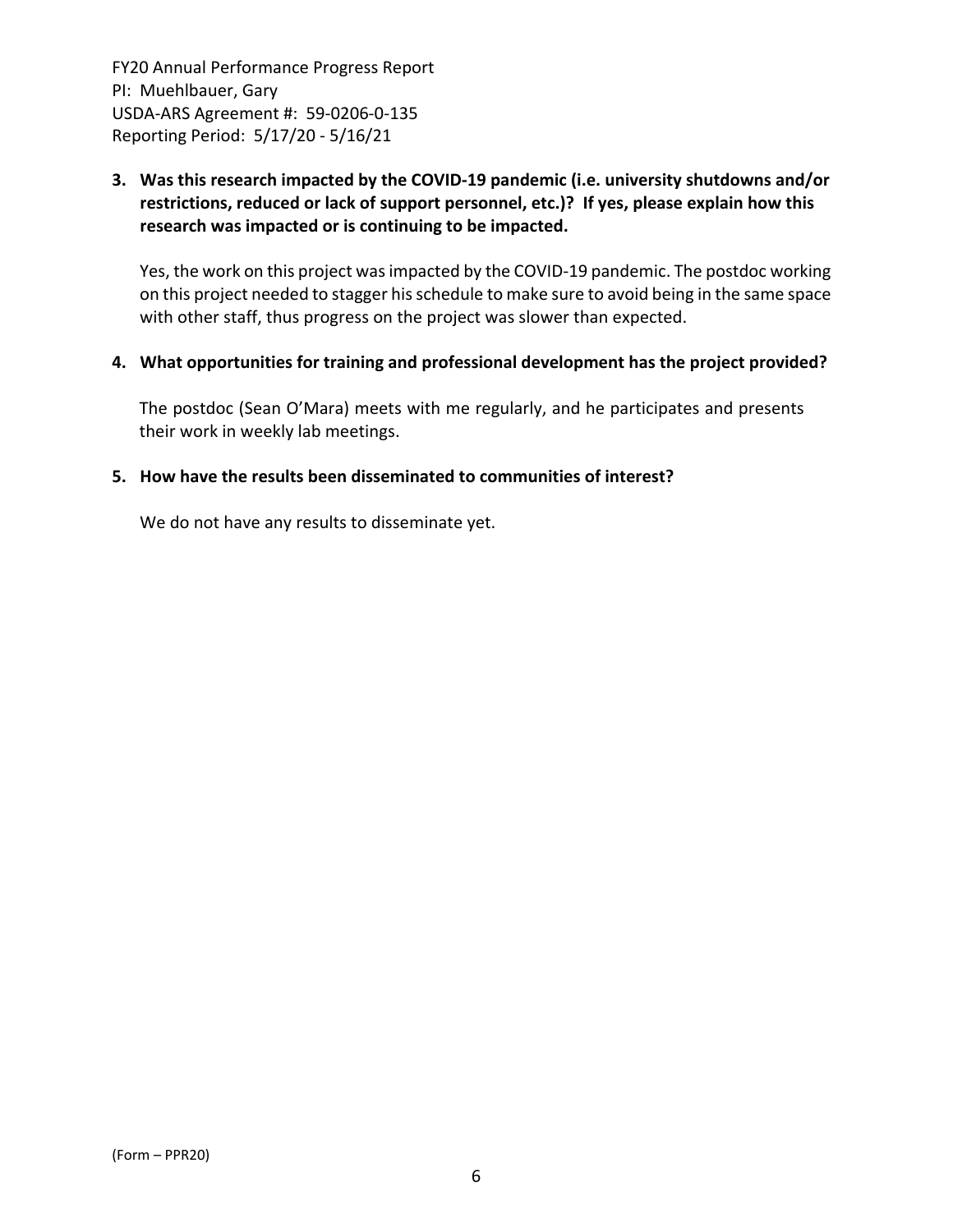**3. Was this research impacted by the COVID-19 pandemic (i.e. university shutdowns and/or restrictions, reduced or lack of support personnel, etc.)? If yes, please explain how this research was impacted or is continuing to be impacted.**

Yes, the work on this project was impacted by the COVID-19 pandemic. The postdoc working on this project needed to stagger his schedule to make sure to avoid being in the same space with other staff, thus progress on the project was slower than expected.

**4. What opportunities for training and professional development has the project provided?**

The postdoc (Sean O'Mara) meets with me regularly, and he participates and presents their work in weekly lab meetings.

**5. How have the results been disseminated to communities of interest?**

We do not have any results to disseminate yet.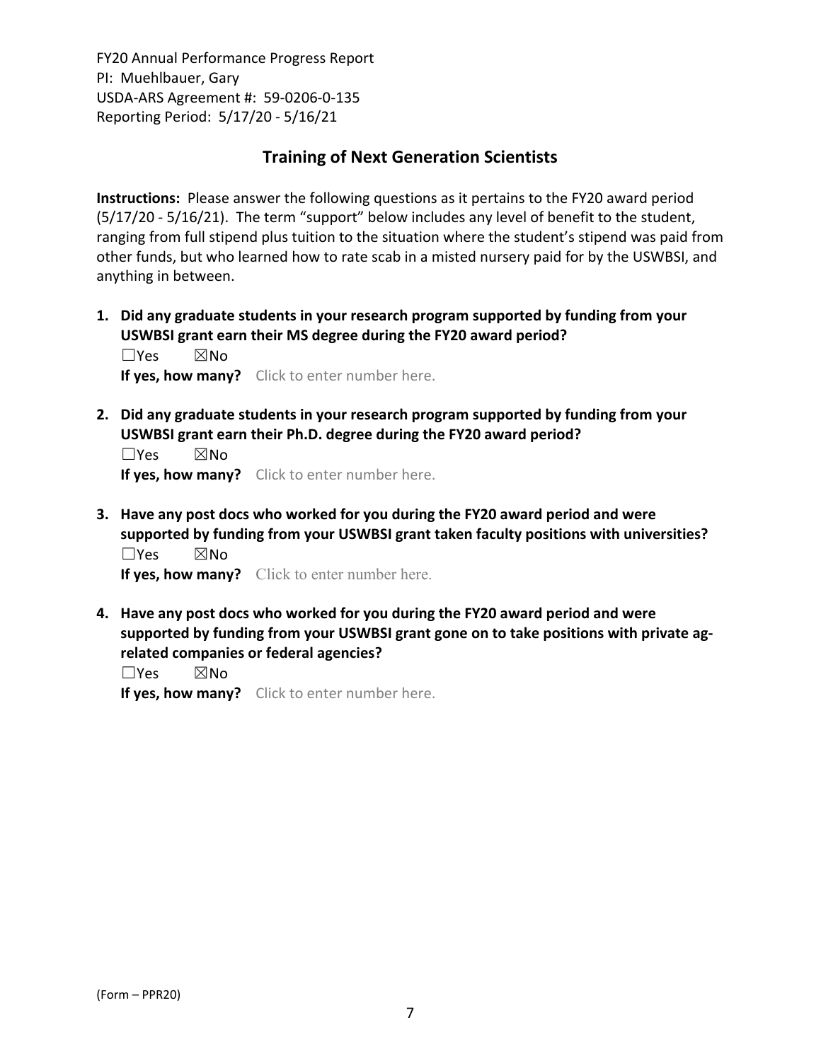## Training of Next Generation Scientists

**Instructions:** Please answer the following questions as it pertains to the FY20 award period (5/17/20 - 5/16/21). The term "support" below includes any level of benefit to the student, ranging from full stipend plus tuition to the situation where the student's stipend was paid from other funds, but who learned how to rate scab in a misted nursery paid for by the USWBSI, and anything in between.

1. **Did any graduate students in your research program supported by funding from your USWBSI grant earn their MS degree during the FY20 award period?**
   ☐Yes ☒No
   **If yes, how many?** Click to enter number here.

2. **Did any graduate students in your research program supported by funding from your USWBSI grant earn their Ph.D. degree during the FY20 award period?**
   ☐Yes ☒No
   **If yes, how many?** Click to enter number here.

3. **Have any post docs who worked for you during the FY20 award period and were supported by funding from your USWBSI grant taken faculty positions with universities?**
   ☐Yes ☒No
   **If yes, how many?** Click to enter number here.

4. **Have any post docs who worked for you during the FY20 award period and were supported by funding from your USWBSI grant gone on to take positions with private ag-related companies or federal agencies?**
   ☐Yes ☒No
   **If yes, how many?** Click to enter number here.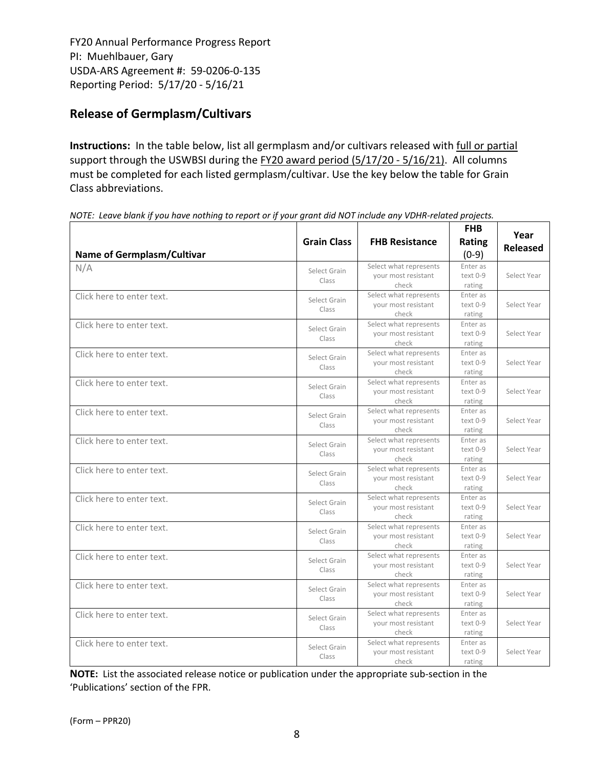FY20 Annual Performance Progress Report
PI: Muehlbauer, Gary
USDA-ARS Agreement #: 59-0206-0-135
Reporting Period: 5/17/20 - 5/16/21

## Release of Germplasm/Cultivars

**Instructions:** In the table below, list all germplasm and/or cultivars released with full or partial support through the USWBSI during the FY20 award period (5/17/20 - 5/16/21). All columns must be completed for each listed germplasm/cultivar. Use the key below the table for Grain Class abbreviations.

*NOTE: Leave blank if you have nothing to report or if your grant did NOT include any VDHR-related projects.*

| Name of Germplasm/Cultivar | Grain Class | FHB Resistance | FHB Rating (0-9) | Year Released |
|---|---|---|---|---|
| N/A | Select Grain Class | Select what represents your most resistant check | Enter as text 0-9 rating | Select Year |
| Click here to enter text. | Select Grain Class | Select what represents your most resistant check | Enter as text 0-9 rating | Select Year |
| Click here to enter text. | Select Grain Class | Select what represents your most resistant check | Enter as text 0-9 rating | Select Year |
| Click here to enter text. | Select Grain Class | Select what represents your most resistant check | Enter as text 0-9 rating | Select Year |
| Click here to enter text. | Select Grain Class | Select what represents your most resistant check | Enter as text 0-9 rating | Select Year |
| Click here to enter text. | Select Grain Class | Select what represents your most resistant check | Enter as text 0-9 rating | Select Year |
| Click here to enter text. | Select Grain Class | Select what represents your most resistant check | Enter as text 0-9 rating | Select Year |
| Click here to enter text. | Select Grain Class | Select what represents your most resistant check | Enter as text 0-9 rating | Select Year |
| Click here to enter text. | Select Grain Class | Select what represents your most resistant check | Enter as text 0-9 rating | Select Year |
| Click here to enter text. | Select Grain Class | Select what represents your most resistant check | Enter as text 0-9 rating | Select Year |
| Click here to enter text. | Select Grain Class | Select what represents your most resistant check | Enter as text 0-9 rating | Select Year |
| Click here to enter text. | Select Grain Class | Select what represents your most resistant check | Enter as text 0-9 rating | Select Year |
| Click here to enter text. | Select Grain Class | Select what represents your most resistant check | Enter as text 0-9 rating | Select Year |
| Click here to enter text. | Select Grain Class | Select what represents your most resistant check | Enter as text 0-9 rating | Select Year |

**NOTE:** List the associated release notice or publication under the appropriate sub-section in the 'Publications' section of the FPR.

(Form – PPR20)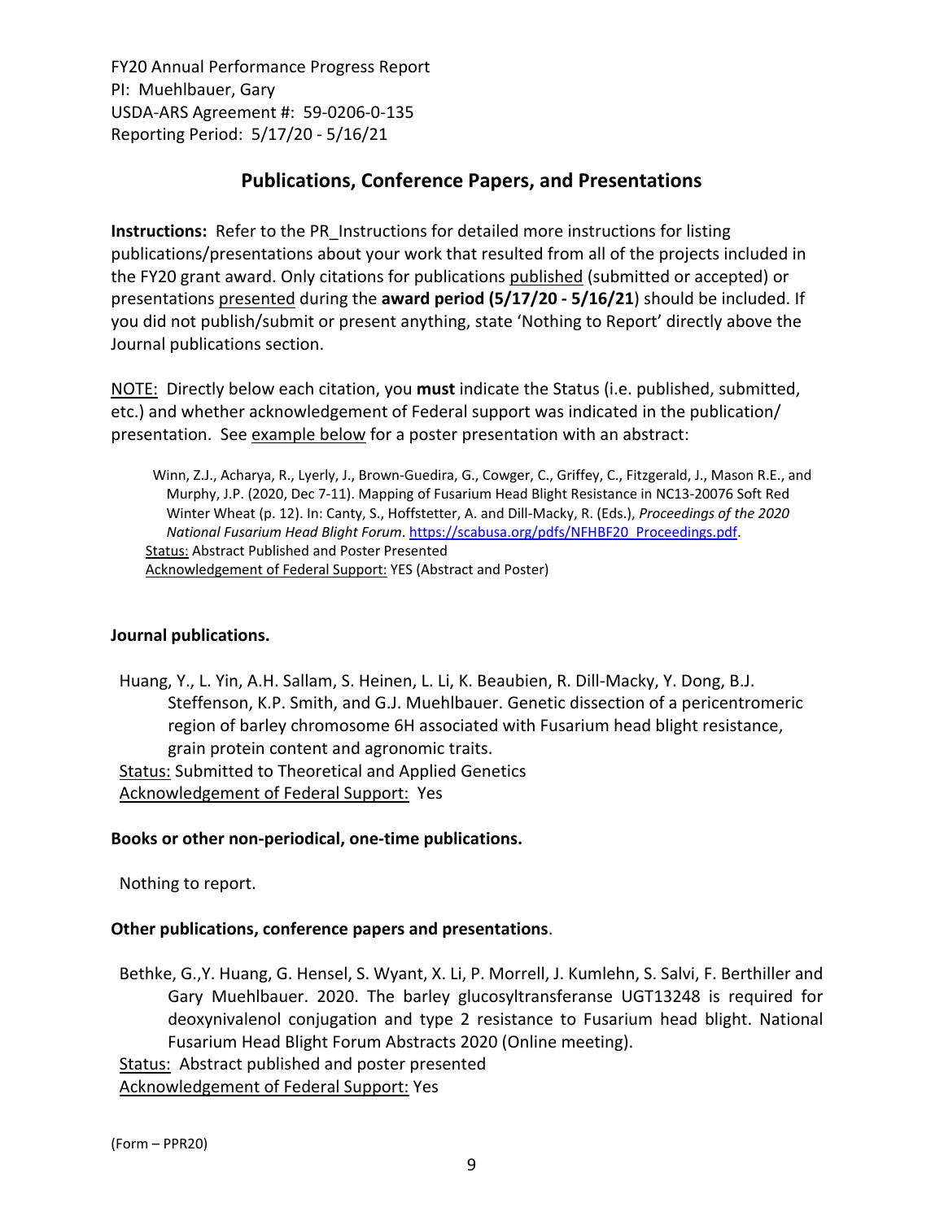FY20 Annual Performance Progress Report
PI: Muehlbauer, Gary
USDA-ARS Agreement #: 59-0206-0-135
Reporting Period: 5/17/20 - 5/16/21

## Publications, Conference Papers, and Presentations

**Instructions:** Refer to the PR_Instructions for detailed more instructions for listing publications/presentations about your work that resulted from all of the projects included in the FY20 grant award. Only citations for publications published (submitted or accepted) or presentations presented during the **award period (5/17/20 - 5/16/21**) should be included. If you did not publish/submit or present anything, state 'Nothing to Report' directly above the Journal publications section.

NOTE: Directly below each citation, you **must** indicate the Status (i.e. published, submitted, etc.) and whether acknowledgement of Federal support was indicated in the publication/ presentation. See example below for a poster presentation with an abstract:

> Winn, Z.J., Acharya, R., Lyerly, J., Brown-Guedira, G., Cowger, C., Griffey, C., Fitzgerald, J., Mason R.E., and Murphy, J.P. (2020, Dec 7-11). Mapping of Fusarium Head Blight Resistance in NC13-20076 Soft Red Winter Wheat (p. 12). In: Canty, S., Hoffstetter, A. and Dill-Macky, R. (Eds.), *Proceedings of the 2020 National Fusarium Head Blight Forum*. https://scabusa.org/pdfs/NFHBF20_Proceedings.pdf.
> Status: Abstract Published and Poster Presented
> Acknowledgement of Federal Support: YES (Abstract and Poster)

**Journal publications.**

Huang, Y., L. Yin, A.H. Sallam, S. Heinen, L. Li, K. Beaubien, R. Dill-Macky, Y. Dong, B.J. Steffenson, K.P. Smith, and G.J. Muehlbauer. Genetic dissection of a pericentromeric region of barley chromosome 6H associated with Fusarium head blight resistance, grain protein content and agronomic traits.
Status: Submitted to Theoretical and Applied Genetics
Acknowledgement of Federal Support: Yes

**Books or other non-periodical, one-time publications.**

Nothing to report.

**Other publications, conference papers and presentations**.

Bethke, G.,Y. Huang, G. Hensel, S. Wyant, X. Li, P. Morrell, J. Kumlehn, S. Salvi, F. Berthiller and Gary Muehlbauer. 2020. The barley glucosyltransferanse UGT13248 is required for deoxynivalenol conjugation and type 2 resistance to Fusarium head blight. National Fusarium Head Blight Forum Abstracts 2020 (Online meeting).
Status: Abstract published and poster presented
Acknowledgement of Federal Support: Yes

(Form – PPR20)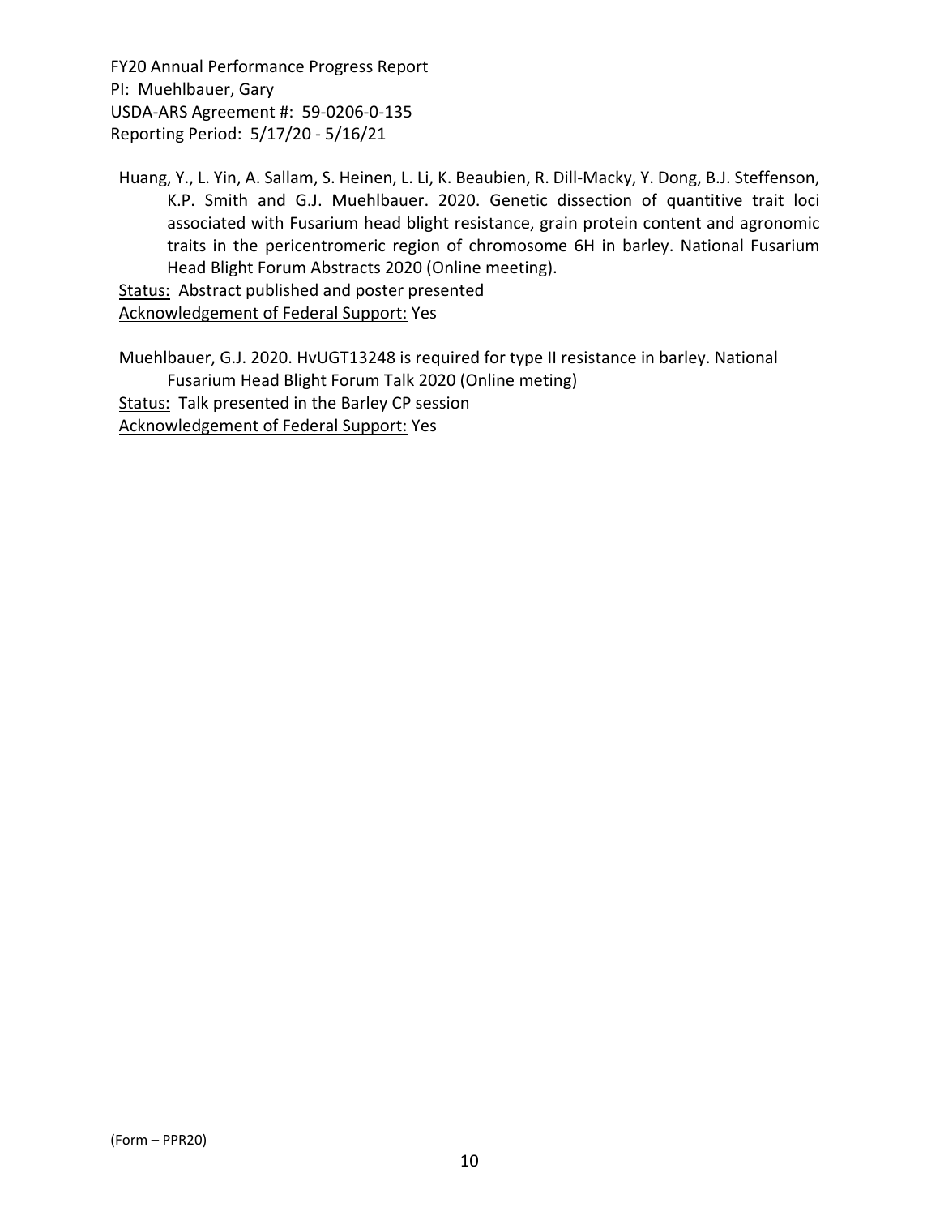Huang, Y., L. Yin, A. Sallam, S. Heinen, L. Li, K. Beaubien, R. Dill-Macky, Y. Dong, B.J. Steffenson, K.P. Smith and G.J. Muehlbauer. 2020. Genetic dissection of quantitive trait loci associated with Fusarium head blight resistance, grain protein content and agronomic traits in the pericentromeric region of chromosome 6H in barley. National Fusarium Head Blight Forum Abstracts 2020 (Online meeting).

Status: Abstract published and poster presented

Acknowledgement of Federal Support: Yes

Muehlbauer, G.J. 2020. HvUGT13248 is required for type II resistance in barley. National Fusarium Head Blight Forum Talk 2020 (Online meting)

Status: Talk presented in the Barley CP session

Acknowledgement of Federal Support: Yes

(Form – PPR20)